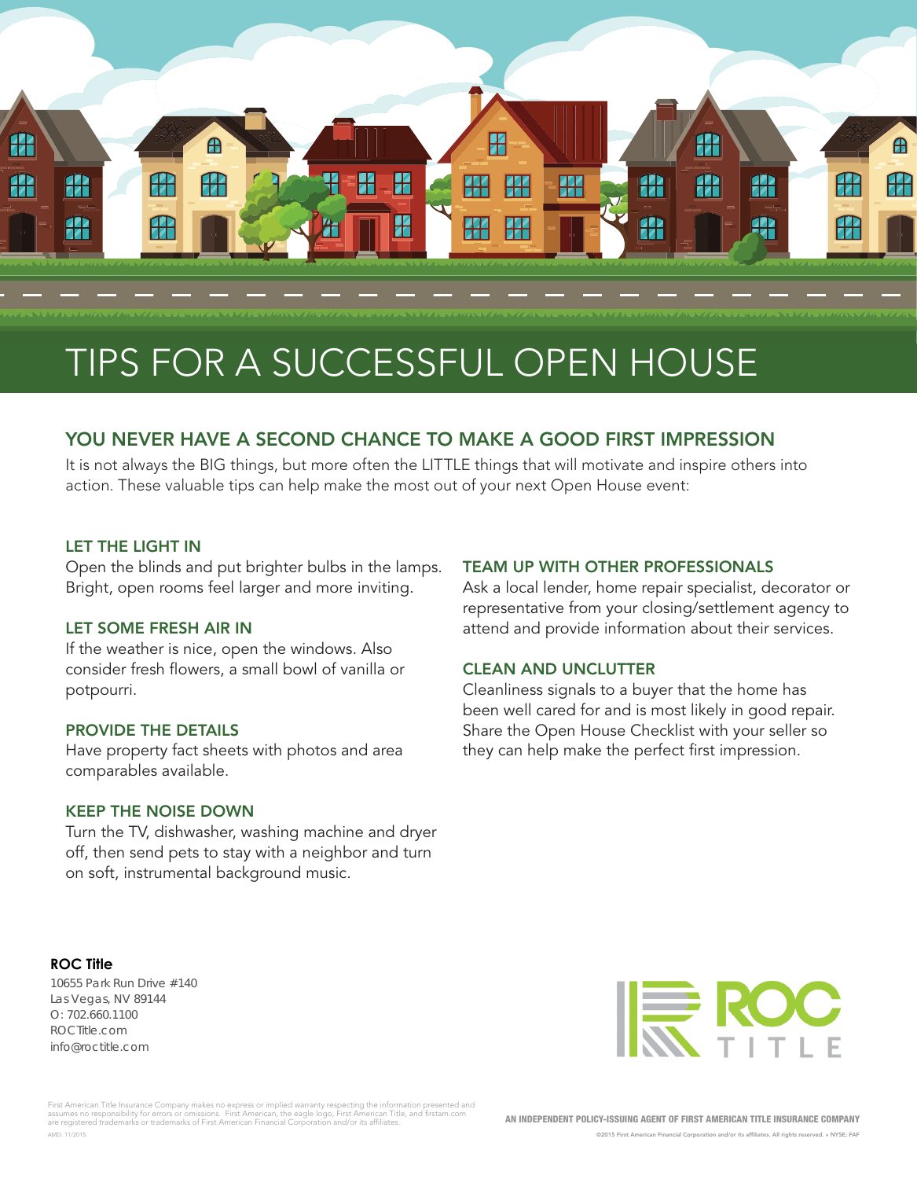# TIPS FOR A SUCCESSFUL OPEN HOUSE

## YOU NEVER HAVE A SECOND CHANCE TO MAKE A GOOD FIRST IMPRESSION

It is not always the BIG things, but more often the LITTLE things that will motivate and inspire others into action. These valuable tips can help make the most out of your next Open House event:

### LET THE LIGHT IN

Open the blinds and put brighter bulbs in the lamps. Bright, open rooms feel larger and more inviting.

### LET SOME FRESH AIR IN

If the weather is nice, open the windows. Also consider fresh flowers, a small bowl of vanilla or potpourri.

### PROVIDE THE DETAILS

Have property fact sheets with photos and area comparables available.

### KEEP THE NOISE DOWN

Turn the TV, dishwasher, washing machine and dryer off, then send pets to stay with a neighbor and turn on soft, instrumental background music.

### TEAM UP WITH OTHER PROFESSIONALS

Ask a local lender, home repair specialist, decorator or representative from your closing/settlement agency to attend and provide information about their services.

### CLEAN AND UNCLUTTER

Cleanliness signals to a buyer that the home has been well cared for and is most likely in good repair. Share the Open House Checklist with your seller so they can help make the perfect first impression.

**ROC Title**
10655 Park Run Drive #140
Las Vegas, NV 89144
O: 702.660.1100
ROCTitle.com
info@roctitle.com

ROC TITLE

First American Title Insurance Company makes no express or implied warranty respecting the information presented and assumes no responsibility for errors or omissions. First American, the eagle logo, First American Title, and firstam.com are registered trademarks or trademarks of First American Financial Corporation and/or its affiliates.
AMD: 11/2015

AN INDEPENDENT POLICY-ISSUING AGENT OF FIRST AMERICAN TITLE INSURANCE COMPANY

©2015 First American Financial Corporation and/or its affiliates. All rights reserved. • NYSE: FAF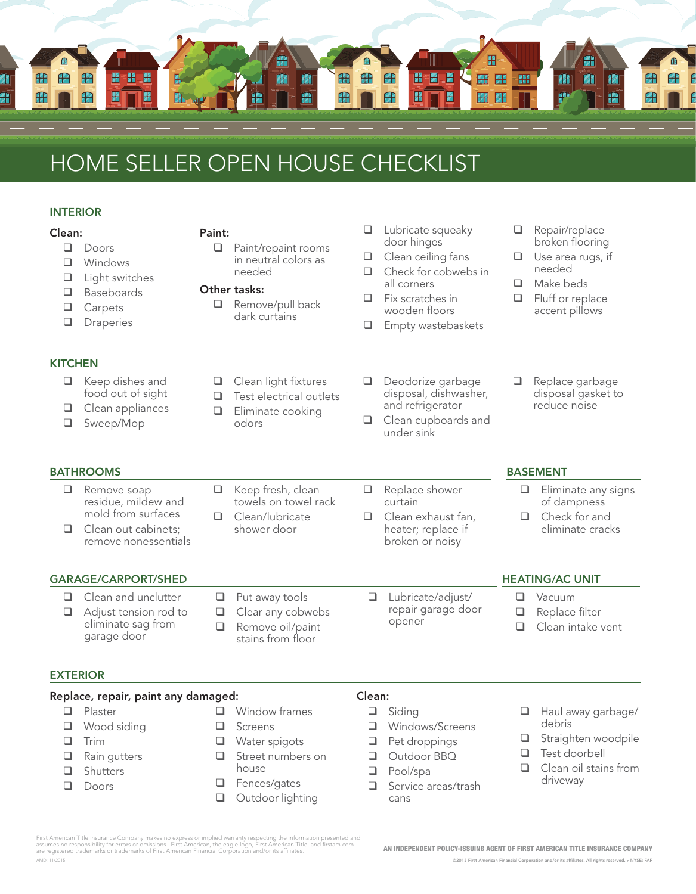# HOME SELLER OPEN HOUSE CHECKLIST

## INTERIOR

**Clean:**

- ❑ Doors
- ❑ Windows
- ❑ Light switches
- ❑ Baseboards
- ❑ Carpets
- ❑ Draperies

**Paint:**

- ❑ Paint/repaint rooms in neutral colors as needed

**Other tasks:**

- ❑ Remove/pull back dark curtains
- ❑ Lubricate squeaky door hinges
- ❑ Clean ceiling fans
- ❑ Check for cobwebs in all corners
- ❑ Fix scratches in wooden floors
- ❑ Empty wastebaskets
- ❑ Repair/replace broken flooring
- ❑ Use area rugs, if needed
- ❑ Make beds
- ❑ Fluff or replace accent pillows

## KITCHEN

- ❑ Keep dishes and food out of sight
- ❑ Clean appliances
- ❑ Sweep/Mop
- ❑ Clean light fixtures
- ❑ Test electrical outlets
- ❑ Eliminate cooking odors
- ❑ Deodorize garbage disposal, dishwasher, and refrigerator
- ❑ Clean cupboards and under sink
- ❑ Replace garbage disposal gasket to reduce noise

## BATHROOMS

- ❑ Remove soap residue, mildew and mold from surfaces
- ❑ Clean out cabinets; remove nonessentials
- ❑ Keep fresh, clean towels on towel rack
- ❑ Clean/lubricate shower door
- ❑ Replace shower curtain
- ❑ Clean exhaust fan, heater; replace if broken or noisy

## BASEMENT

- ❑ Eliminate any signs of dampness
- ❑ Check for and eliminate cracks

## GARAGE/CARPORT/SHED

- ❑ Clean and unclutter
- ❑ Adjust tension rod to eliminate sag from garage door
- ❑ Put away tools
- ❑ Clear any cobwebs
- ❑ Remove oil/paint stains from floor
- ❑ Lubricate/adjust/repair garage door opener

## HEATING/AC UNIT

- ❑ Vacuum
- ❑ Replace filter
- ❑ Clean intake vent

## EXTERIOR

**Replace, repair, paint any damaged:**

- ❑ Plaster
- ❑ Wood siding
- ❑ Trim
- ❑ Rain gutters
- ❑ Shutters
- ❑ Doors
- ❑ Window frames
- ❑ Screens
- ❑ Water spigots
- ❑ Street numbers on house
- ❑ Fences/gates
- ❑ Outdoor lighting

**Clean:**

- ❑ Siding
- ❑ Windows/Screens
- ❑ Pet droppings
- ❑ Outdoor BBQ
- ❑ Pool/spa
- ❑ Service areas/trash cans
- ❑ Haul away garbage/debris
- ❑ Straighten woodpile
- ❑ Test doorbell
- ❑ Clean oil stains from driveway

First American Title Insurance Company makes no express or implied warranty respecting the information presented and assumes no responsibility for errors or omissions. First American, the eagle logo, First American Title, and firstam.com are registered trademarks or trademarks of First American Financial Corporation and/or its affiliates.

AMD: 11/2015

AN INDEPENDENT POLICY-ISSUING AGENT OF FIRST AMERICAN TITLE INSURANCE COMPANY

©2015 First American Financial Corporation and/or its affiliates. All rights reserved. » NYSE: FAF